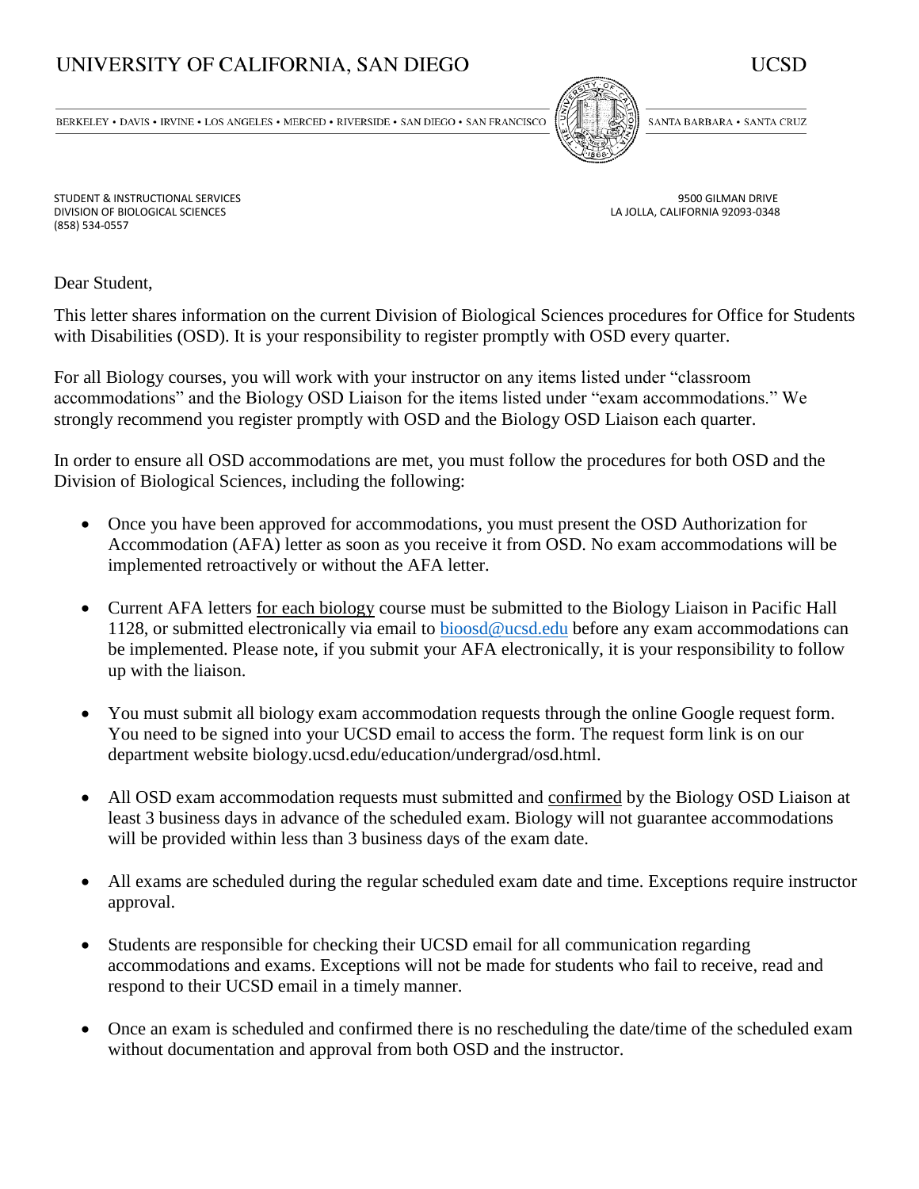# UNIVERSITY OF CALIFORNIA, SAN DIEGO

UCSD

BERKELEY • DAVIS • IRVINE • LOS ANGELES • MERCED • RIVERSIDE • SAN DIEGO • SAN FRANCISCO — SANTA BARBARA • SANTA CRUZ

STUDENT & INSTRUCTIONAL SERVICES
DIVISION OF BIOLOGICAL SCIENCES
(858) 534-0557

9500 GILMAN DRIVE
LA JOLLA, CALIFORNIA 92093-0348

Dear Student,

This letter shares information on the current Division of Biological Sciences procedures for Office for Students with Disabilities (OSD). It is your responsibility to register promptly with OSD every quarter.

For all Biology courses, you will work with your instructor on any items listed under "classroom accommodations" and the Biology OSD Liaison for the items listed under "exam accommodations." We strongly recommend you register promptly with OSD and the Biology OSD Liaison each quarter.

In order to ensure all OSD accommodations are met, you must follow the procedures for both OSD and the Division of Biological Sciences, including the following:

- Once you have been approved for accommodations, you must present the OSD Authorization for Accommodation (AFA) letter as soon as you receive it from OSD. No exam accommodations will be implemented retroactively or without the AFA letter.
- Current AFA letters <u>for each biology</u> course must be submitted to the Biology Liaison in Pacific Hall 1128, or submitted electronically via email to [bioosd@ucsd.edu](mailto:bioosd@ucsd.edu) before any exam accommodations can be implemented. Please note, if you submit your AFA electronically, it is your responsibility to follow up with the liaison.
- You must submit all biology exam accommodation requests through the online Google request form. You need to be signed into your UCSD email to access the form. The request form link is on our department website biology.ucsd.edu/education/undergrad/osd.html.
- All OSD exam accommodation requests must submitted and <u>confirmed</u> by the Biology OSD Liaison at least 3 business days in advance of the scheduled exam. Biology will not guarantee accommodations will be provided within less than 3 business days of the exam date.
- All exams are scheduled during the regular scheduled exam date and time. Exceptions require instructor approval.
- Students are responsible for checking their UCSD email for all communication regarding accommodations and exams. Exceptions will not be made for students who fail to receive, read and respond to their UCSD email in a timely manner.
- Once an exam is scheduled and confirmed there is no rescheduling the date/time of the scheduled exam without documentation and approval from both OSD and the instructor.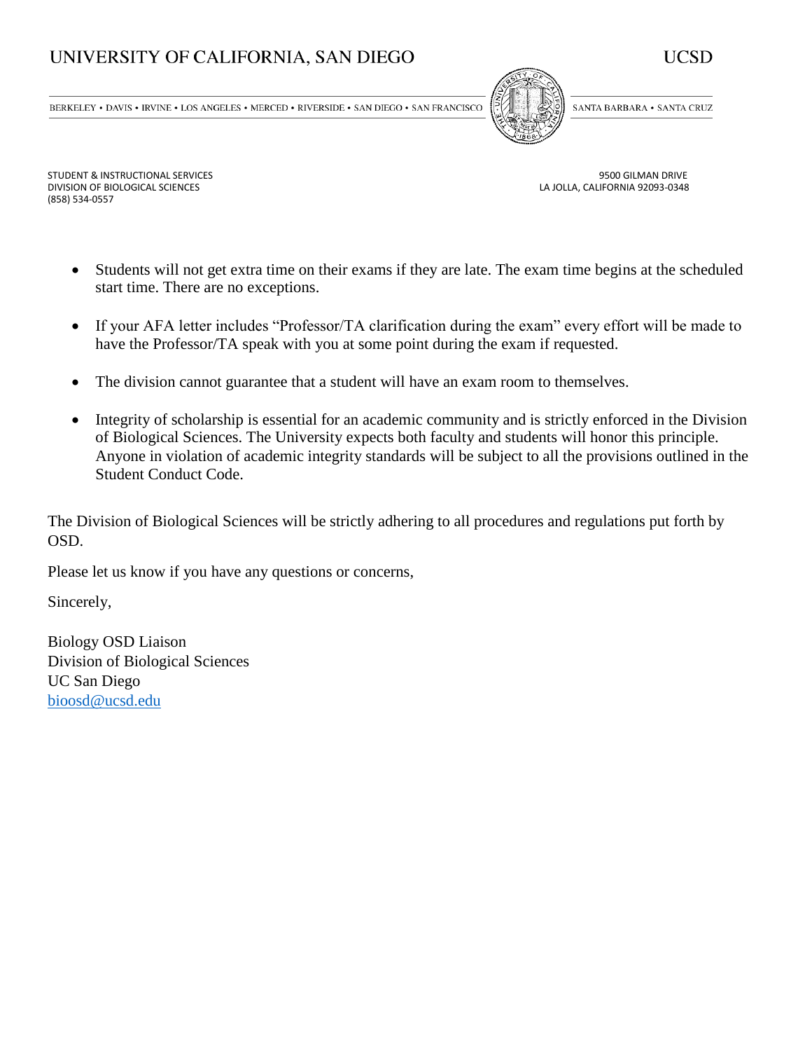UNIVERSITY OF CALIFORNIA, SAN DIEGO UCSD

BERKELEY • DAVIS • IRVINE • LOS ANGELES • MERCED • RIVERSIDE • SAN DIEGO • SAN FRANCISCO SANTA BARBARA • SANTA CRUZ

STUDENT & INSTRUCTIONAL SERVICES
DIVISION OF BIOLOGICAL SCIENCES
(858) 534-0557

9500 GILMAN DRIVE
LA JOLLA, CALIFORNIA 92093-0348

- Students will not get extra time on their exams if they are late. The exam time begins at the scheduled start time. There are no exceptions.
- If your AFA letter includes "Professor/TA clarification during the exam" every effort will be made to have the Professor/TA speak with you at some point during the exam if requested.
- The division cannot guarantee that a student will have an exam room to themselves.
- Integrity of scholarship is essential for an academic community and is strictly enforced in the Division of Biological Sciences. The University expects both faculty and students will honor this principle. Anyone in violation of academic integrity standards will be subject to all the provisions outlined in the Student Conduct Code.

The Division of Biological Sciences will be strictly adhering to all procedures and regulations put forth by OSD.

Please let us know if you have any questions or concerns,

Sincerely,

Biology OSD Liaison
Division of Biological Sciences
UC San Diego
bioosd@ucsd.edu